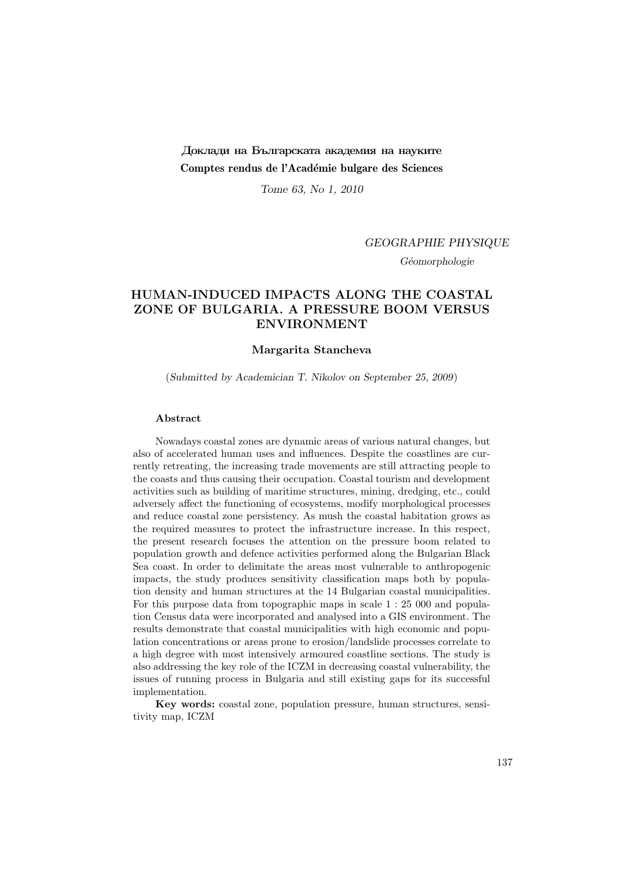Доклади на Българската академия на науките
**Comptes rendus de l'Académie bulgare des Sciences**

*Tome 63, No 1, 2010*

*GEOGRAPHIE PHYSIQUE*

*Géomorphologie*

# HUMAN-INDUCED IMPACTS ALONG THE COASTAL ZONE OF BULGARIA. A PRESSURE BOOM VERSUS ENVIRONMENT

**Margarita Stancheva**

(*Submitted by Academician T. Nikolov on September 25, 2009*)

## Abstract

Nowadays coastal zones are dynamic areas of various natural changes, but also of accelerated human uses and influences. Despite the coastlines are currently retreating, the increasing trade movements are still attracting people to the coasts and thus causing their occupation. Coastal tourism and development activities such as building of maritime structures, mining, dredging, etc., could adversely affect the functioning of ecosystems, modify morphological processes and reduce coastal zone persistency. As mush the coastal habitation grows as the required measures to protect the infrastructure increase. In this respect, the present research focuses the attention on the pressure boom related to population growth and defence activities performed along the Bulgarian Black Sea coast. In order to delimitate the areas most vulnerable to anthropogenic impacts, the study produces sensitivity classification maps both by population density and human structures at the 14 Bulgarian coastal municipalities. For this purpose data from topographic maps in scale 1 : 25 000 and population Census data were incorporated and analysed into a GIS environment. The results demonstrate that coastal municipalities with high economic and population concentrations or areas prone to erosion/landslide processes correlate to a high degree with most intensively armoured coastline sections. The study is also addressing the key role of the ICZM in decreasing coastal vulnerability, the issues of running process in Bulgaria and still existing gaps for its successful implementation.

**Key words:** coastal zone, population pressure, human structures, sensitivity map, ICZM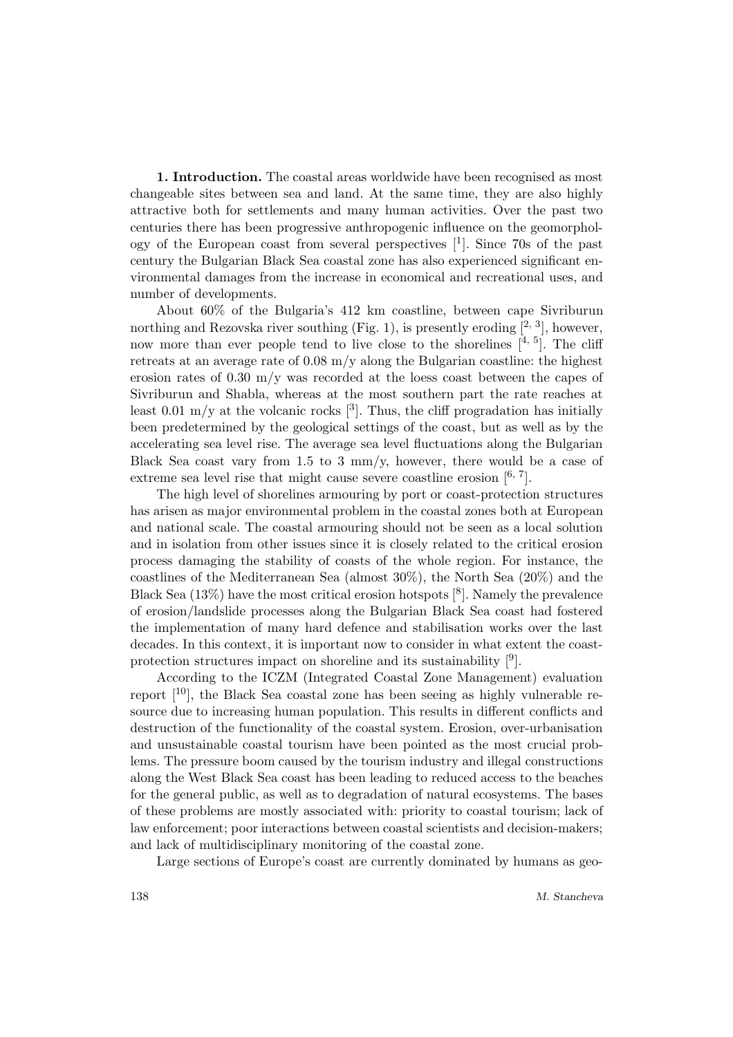**1. Introduction.** The coastal areas worldwide have been recognised as most changeable sites between sea and land. At the same time, they are also highly attractive both for settlements and many human activities. Over the past two centuries there has been progressive anthropogenic influence on the geomorphology of the European coast from several perspectives [1]. Since 70s of the past century the Bulgarian Black Sea coastal zone has also experienced significant environmental damages from the increase in economical and recreational uses, and number of developments.

About 60% of the Bulgaria's 412 km coastline, between cape Sivriburun northing and Rezovska river southing (Fig. 1), is presently eroding [2, 3], however, now more than ever people tend to live close to the shorelines [4, 5]. The cliff retreats at an average rate of 0.08 m/y along the Bulgarian coastline: the highest erosion rates of 0.30 m/y was recorded at the loess coast between the capes of Sivriburun and Shabla, whereas at the most southern part the rate reaches at least 0.01 m/y at the volcanic rocks [3]. Thus, the cliff progradation has initially been predetermined by the geological settings of the coast, but as well as by the accelerating sea level rise. The average sea level fluctuations along the Bulgarian Black Sea coast vary from 1.5 to 3 mm/y, however, there would be a case of extreme sea level rise that might cause severe coastline erosion [6, 7].

The high level of shorelines armouring by port or coast-protection structures has arisen as major environmental problem in the coastal zones both at European and national scale. The coastal armouring should not be seen as a local solution and in isolation from other issues since it is closely related to the critical erosion process damaging the stability of coasts of the whole region. For instance, the coastlines of the Mediterranean Sea (almost 30%), the North Sea (20%) and the Black Sea (13%) have the most critical erosion hotspots [8]. Namely the prevalence of erosion/landslide processes along the Bulgarian Black Sea coast had fostered the implementation of many hard defence and stabilisation works over the last decades. In this context, it is important now to consider in what extent the coast-protection structures impact on shoreline and its sustainability [9].

According to the ICZM (Integrated Coastal Zone Management) evaluation report [10], the Black Sea coastal zone has been seeing as highly vulnerable resource due to increasing human population. This results in different conflicts and destruction of the functionality of the coastal system. Erosion, over-urbanisation and unsustainable coastal tourism have been pointed as the most crucial problems. The pressure boom caused by the tourism industry and illegal constructions along the West Black Sea coast has been leading to reduced access to the beaches for the general public, as well as to degradation of natural ecosystems. The bases of these problems are mostly associated with: priority to coastal tourism; lack of law enforcement; poor interactions between coastal scientists and decision-makers; and lack of multidisciplinary monitoring of the coastal zone.

Large sections of Europe's coast are currently dominated by humans as geo-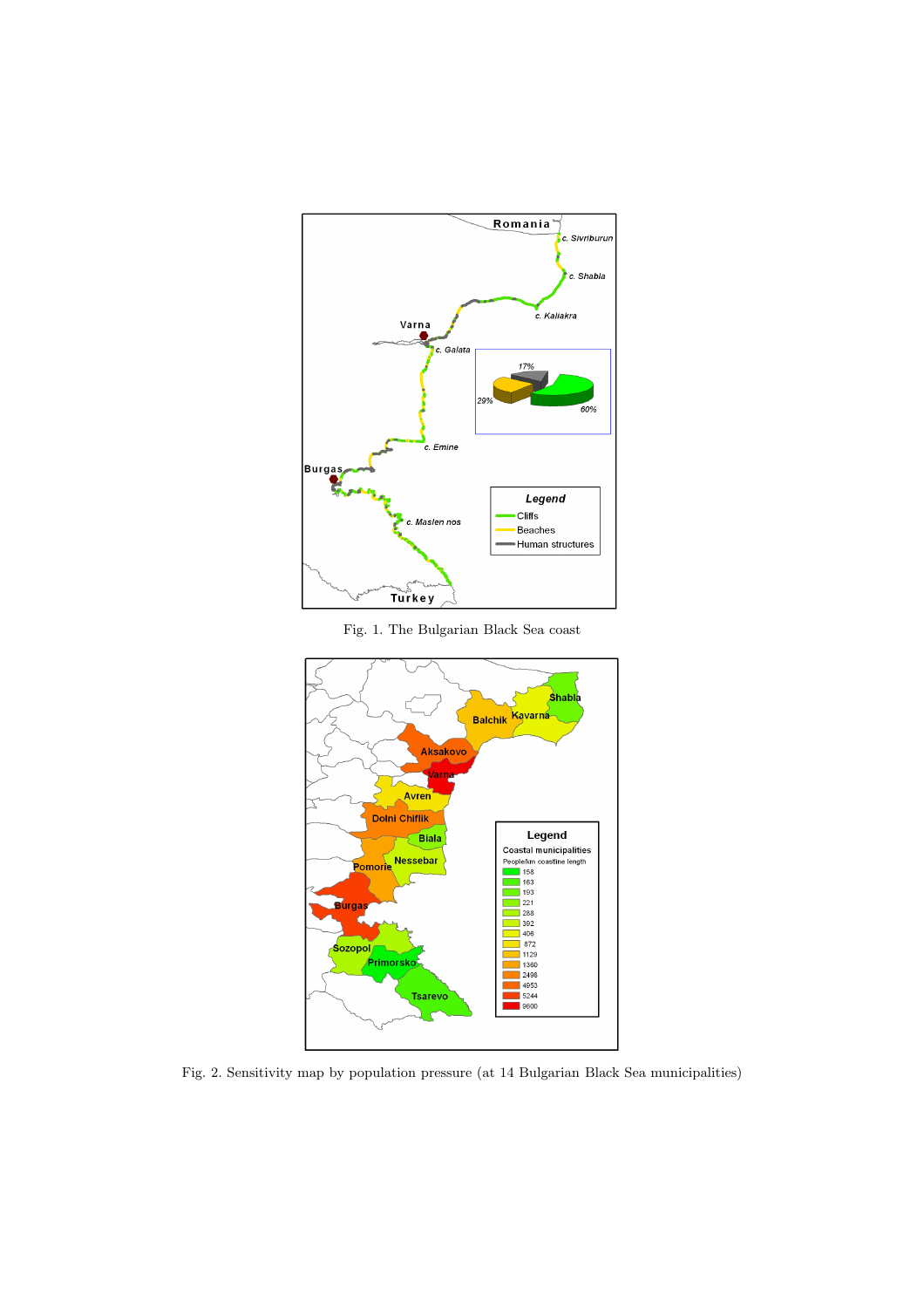Fig. 1. The Bulgarian Black Sea coast

Fig. 2. Sensitivity map by population pressure (at 14 Bulgarian Black Sea municipalities)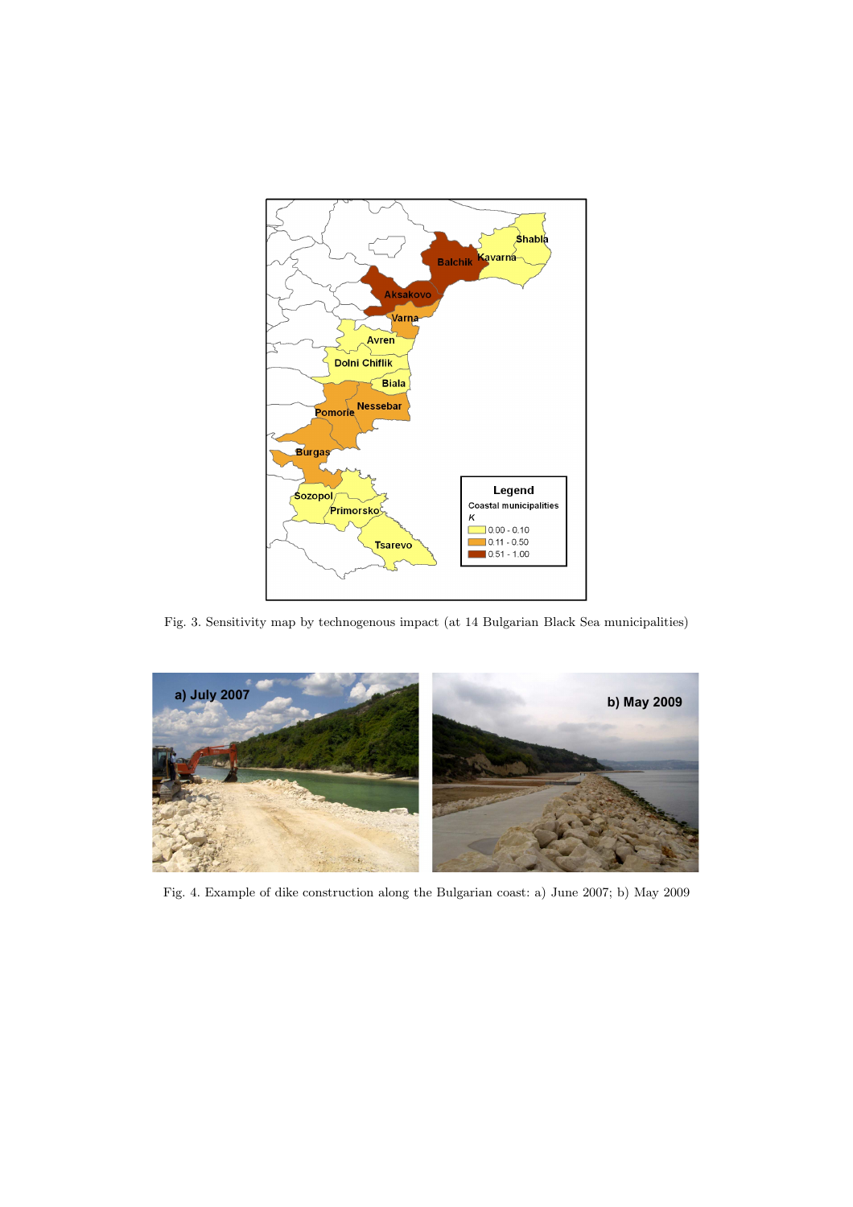Fig. 3. Sensitivity map by technogenous impact (at 14 Bulgarian Black Sea municipalities)

Fig. 4. Example of dike construction along the Bulgarian coast: a) June 2007; b) May 2009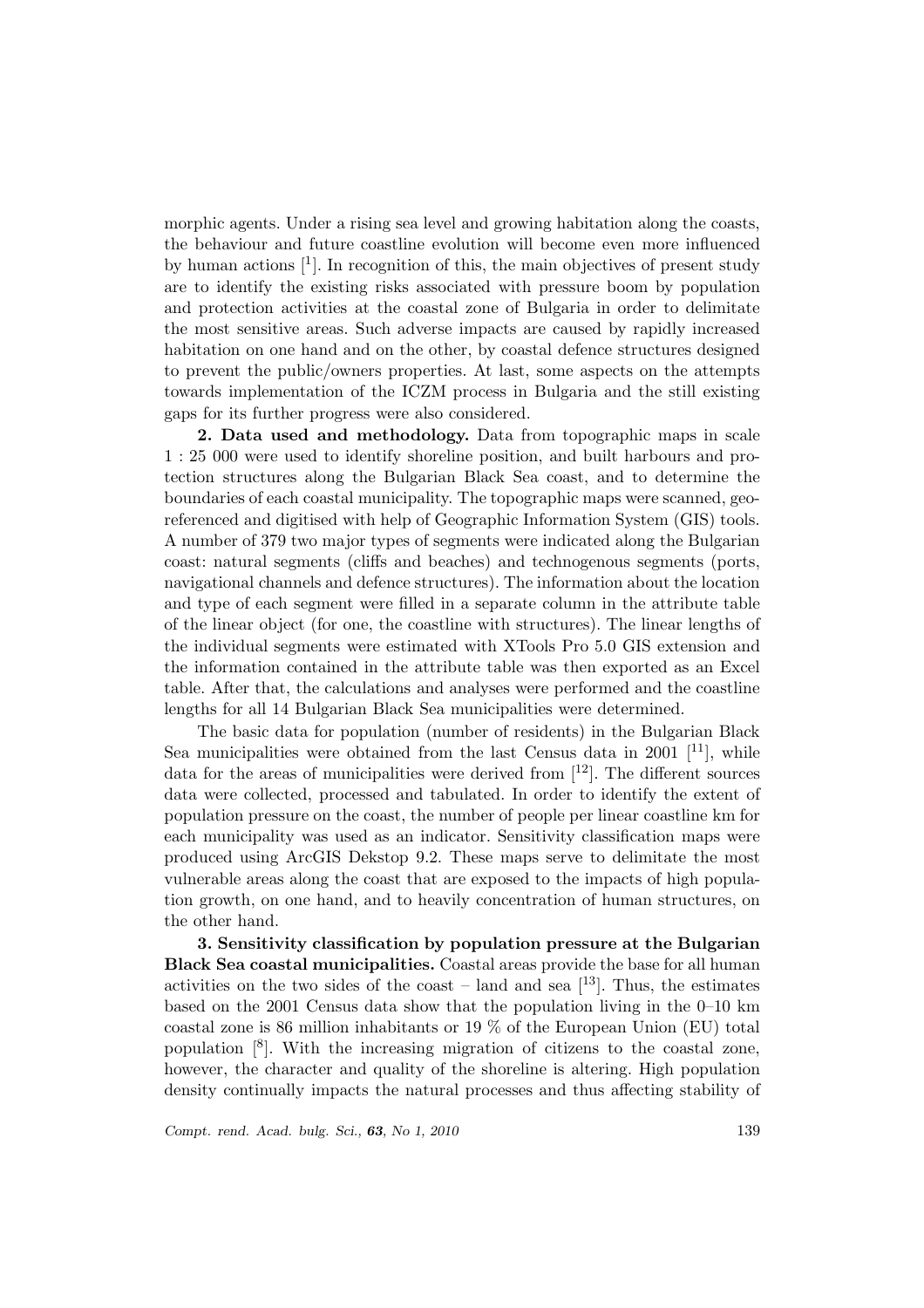morphic agents. Under a rising sea level and growing habitation along the coasts, the behaviour and future coastline evolution will become even more influenced by human actions [1]. In recognition of this, the main objectives of present study are to identify the existing risks associated with pressure boom by population and protection activities at the coastal zone of Bulgaria in order to delimitate the most sensitive areas. Such adverse impacts are caused by rapidly increased habitation on one hand and on the other, by coastal defence structures designed to prevent the public/owners properties. At last, some aspects on the attempts towards implementation of the ICZM process in Bulgaria and the still existing gaps for its further progress were also considered.

**2. Data used and methodology.** Data from topographic maps in scale 1 : 25 000 were used to identify shoreline position, and built harbours and protection structures along the Bulgarian Black Sea coast, and to determine the boundaries of each coastal municipality. The topographic maps were scanned, georeferenced and digitised with help of Geographic Information System (GIS) tools. A number of 379 two major types of segments were indicated along the Bulgarian coast: natural segments (cliffs and beaches) and technogenous segments (ports, navigational channels and defence structures). The information about the location and type of each segment were filled in a separate column in the attribute table of the linear object (for one, the coastline with structures). The linear lengths of the individual segments were estimated with XTools Pro 5.0 GIS extension and the information contained in the attribute table was then exported as an Excel table. After that, the calculations and analyses were performed and the coastline lengths for all 14 Bulgarian Black Sea municipalities were determined.

The basic data for population (number of residents) in the Bulgarian Black Sea municipalities were obtained from the last Census data in 2001 [11], while data for the areas of municipalities were derived from [12]. The different sources data were collected, processed and tabulated. In order to identify the extent of population pressure on the coast, the number of people per linear coastline km for each municipality was used as an indicator. Sensitivity classification maps were produced using ArcGIS Dekstop 9.2. These maps serve to delimitate the most vulnerable areas along the coast that are exposed to the impacts of high population growth, on one hand, and to heavily concentration of human structures, on the other hand.

**3. Sensitivity classification by population pressure at the Bulgarian Black Sea coastal municipalities.** Coastal areas provide the base for all human activities on the two sides of the coast – land and sea [13]. Thus, the estimates based on the 2001 Census data show that the population living in the 0–10 km coastal zone is 86 million inhabitants or 19 % of the European Union (EU) total population [8]. With the increasing migration of citizens to the coastal zone, however, the character and quality of the shoreline is altering. High population density continually impacts the natural processes and thus affecting stability of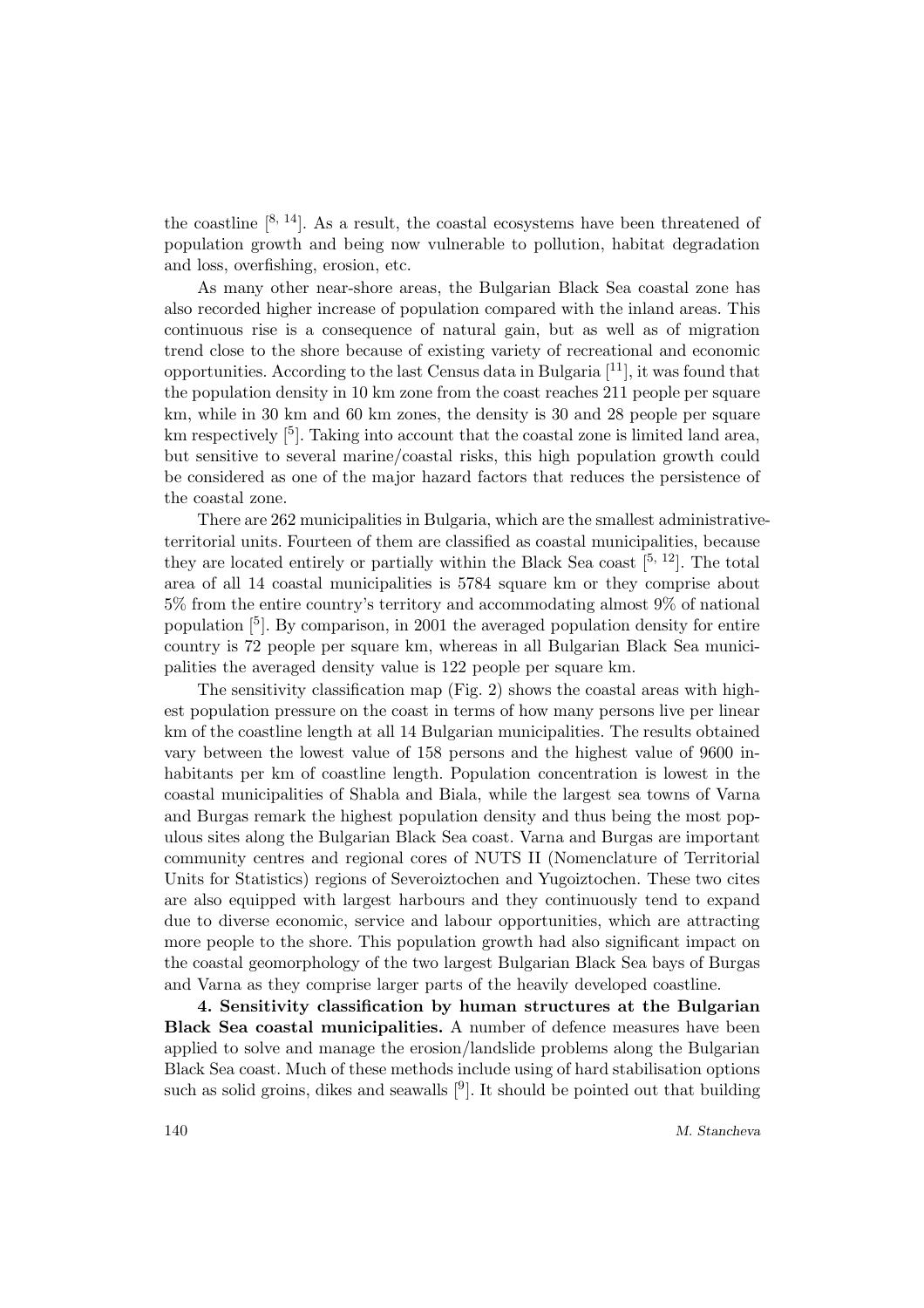the coastline [8, 14]. As a result, the coastal ecosystems have been threatened of population growth and being now vulnerable to pollution, habitat degradation and loss, overfishing, erosion, etc.

As many other near-shore areas, the Bulgarian Black Sea coastal zone has also recorded higher increase of population compared with the inland areas. This continuous rise is a consequence of natural gain, but as well as of migration trend close to the shore because of existing variety of recreational and economic opportunities. According to the last Census data in Bulgaria [11], it was found that the population density in 10 km zone from the coast reaches 211 people per square km, while in 30 km and 60 km zones, the density is 30 and 28 people per square km respectively [5]. Taking into account that the coastal zone is limited land area, but sensitive to several marine/coastal risks, this high population growth could be considered as one of the major hazard factors that reduces the persistence of the coastal zone.

There are 262 municipalities in Bulgaria, which are the smallest administrative-territorial units. Fourteen of them are classified as coastal municipalities, because they are located entirely or partially within the Black Sea coast [5, 12]. The total area of all 14 coastal municipalities is 5784 square km or they comprise about 5% from the entire country's territory and accommodating almost 9% of national population [5]. By comparison, in 2001 the averaged population density for entire country is 72 people per square km, whereas in all Bulgarian Black Sea municipalities the averaged density value is 122 people per square km.

The sensitivity classification map (Fig. 2) shows the coastal areas with highest population pressure on the coast in terms of how many persons live per linear km of the coastline length at all 14 Bulgarian municipalities. The results obtained vary between the lowest value of 158 persons and the highest value of 9600 inhabitants per km of coastline length. Population concentration is lowest in the coastal municipalities of Shabla and Biala, while the largest sea towns of Varna and Burgas remark the highest population density and thus being the most populous sites along the Bulgarian Black Sea coast. Varna and Burgas are important community centres and regional cores of NUTS II (Nomenclature of Territorial Units for Statistics) regions of Severoiztochen and Yugoiztochen. These two cites are also equipped with largest harbours and they continuously tend to expand due to diverse economic, service and labour opportunities, which are attracting more people to the shore. This population growth had also significant impact on the coastal geomorphology of the two largest Bulgarian Black Sea bays of Burgas and Varna as they comprise larger parts of the heavily developed coastline.

**4. Sensitivity classification by human structures at the Bulgarian Black Sea coastal municipalities.** A number of defence measures have been applied to solve and manage the erosion/landslide problems along the Bulgarian Black Sea coast. Much of these methods include using of hard stabilisation options such as solid groins, dikes and seawalls [9]. It should be pointed out that building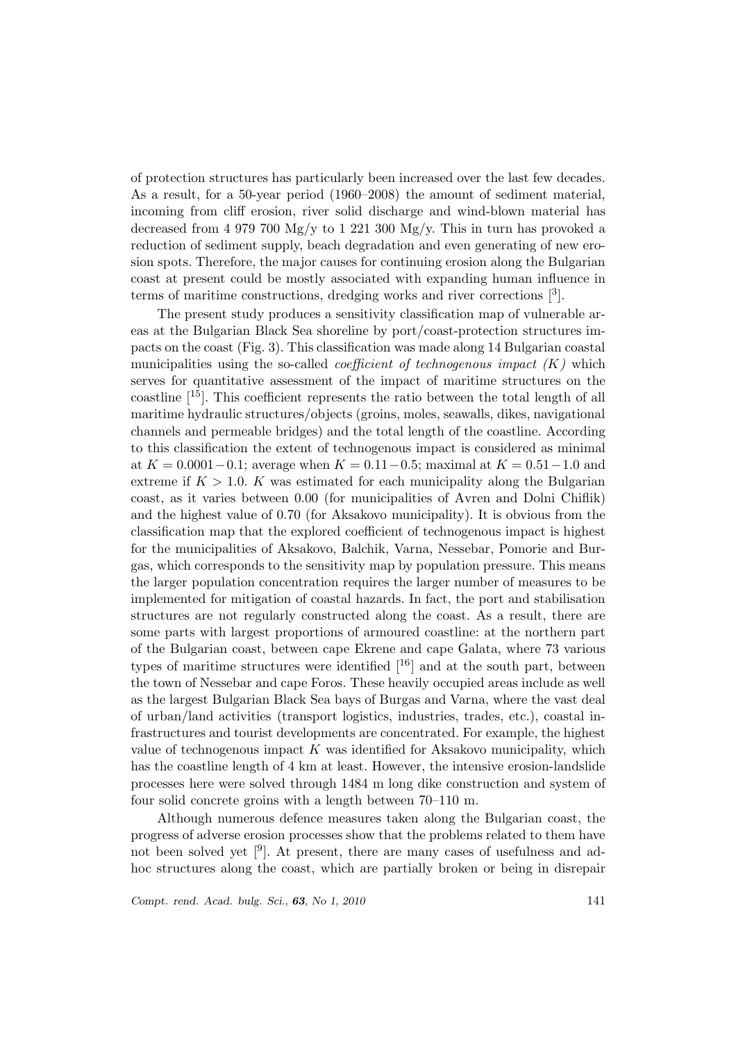of protection structures has particularly been increased over the last few decades. As a result, for a 50-year period (1960–2008) the amount of sediment material, incoming from cliff erosion, river solid discharge and wind-blown material has decreased from 4 979 700 Mg/y to 1 221 300 Mg/y. This in turn has provoked a reduction of sediment supply, beach degradation and even generating of new erosion spots. Therefore, the major causes for continuing erosion along the Bulgarian coast at present could be mostly associated with expanding human influence in terms of maritime constructions, dredging works and river corrections [3].

The present study produces a sensitivity classification map of vulnerable areas at the Bulgarian Black Sea shoreline by port/coast-protection structures impacts on the coast (Fig. 3). This classification was made along 14 Bulgarian coastal municipalities using the so-called *coefficient of technogenous impact (K)* which serves for quantitative assessment of the impact of maritime structures on the coastline [15]. This coefficient represents the ratio between the total length of all maritime hydraulic structures/objects (groins, moles, seawalls, dikes, navigational channels and permeable bridges) and the total length of the coastline. According to this classification the extent of technogenous impact is considered as minimal at $K = 0.0001 - 0.1$; average when $K = 0.11 - 0.5$; maximal at $K = 0.51 - 1.0$ and extreme if $K > 1.0$. $K$ was estimated for each municipality along the Bulgarian coast, as it varies between 0.00 (for municipalities of Avren and Dolni Chiflik) and the highest value of 0.70 (for Aksakovo municipality). It is obvious from the classification map that the explored coefficient of technogenous impact is highest for the municipalities of Aksakovo, Balchik, Varna, Nessebar, Pomorie and Burgas, which corresponds to the sensitivity map by population pressure. This means the larger population concentration requires the larger number of measures to be implemented for mitigation of coastal hazards. In fact, the port and stabilisation structures are not regularly constructed along the coast. As a result, there are some parts with largest proportions of armoured coastline: at the northern part of the Bulgarian coast, between cape Ekrene and cape Galata, where 73 various types of maritime structures were identified [16] and at the south part, between the town of Nessebar and cape Foros. These heavily occupied areas include as well as the largest Bulgarian Black Sea bays of Burgas and Varna, where the vast deal of urban/land activities (transport logistics, industries, trades, etc.), coastal infrastructures and tourist developments are concentrated. For example, the highest value of technogenous impact $K$ was identified for Aksakovo municipality, which has the coastline length of 4 km at least. However, the intensive erosion-landslide processes here were solved through 1484 m long dike construction and system of four solid concrete groins with a length between 70–110 m.

Although numerous defence measures taken along the Bulgarian coast, the progress of adverse erosion processes show that the problems related to them have not been solved yet [9]. At present, there are many cases of usefulness and ad-hoc structures along the coast, which are partially broken or being in disrepair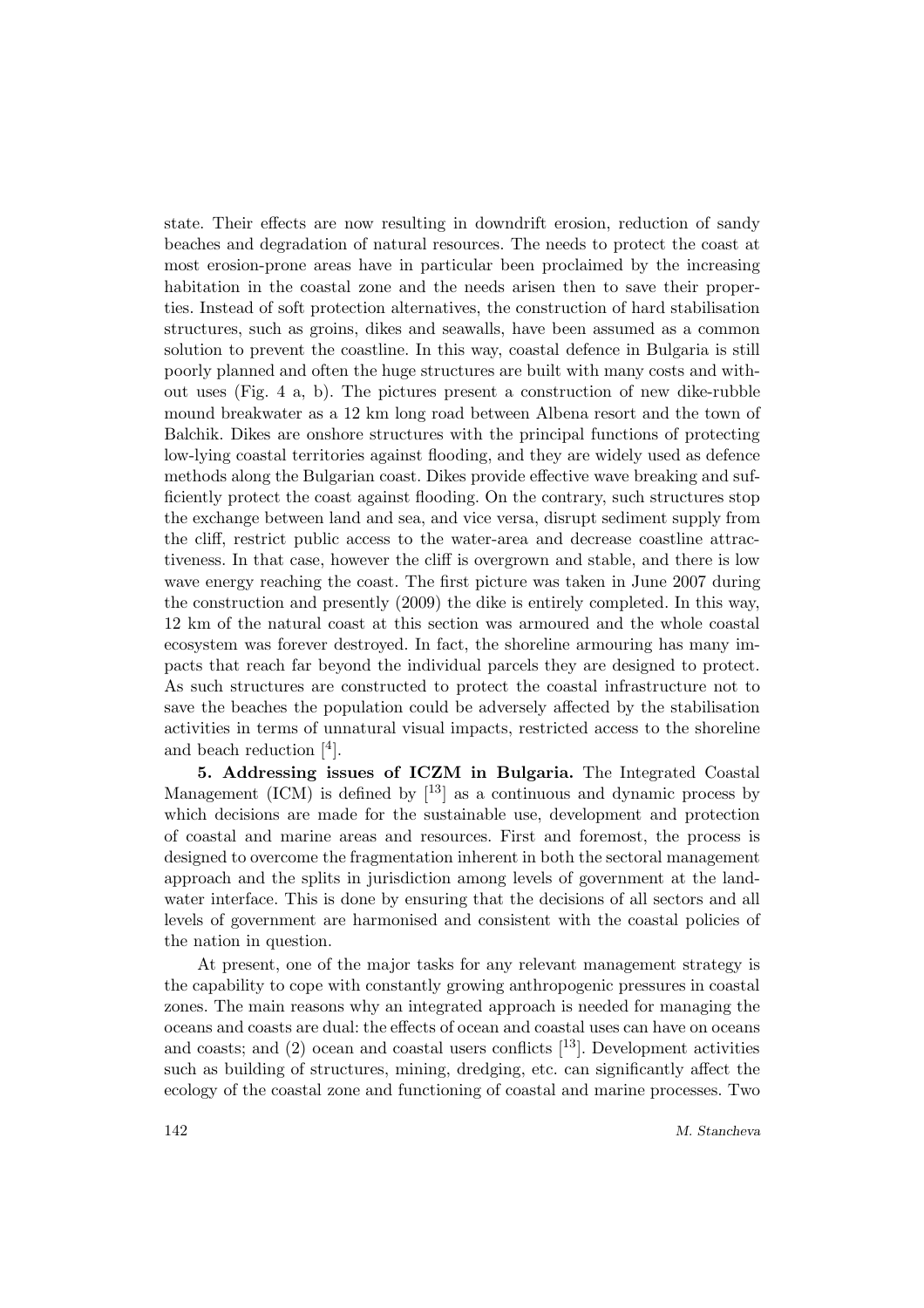state. Their effects are now resulting in downdrift erosion, reduction of sandy beaches and degradation of natural resources. The needs to protect the coast at most erosion-prone areas have in particular been proclaimed by the increasing habitation in the coastal zone and the needs arisen then to save their properties. Instead of soft protection alternatives, the construction of hard stabilisation structures, such as groins, dikes and seawalls, have been assumed as a common solution to prevent the coastline. In this way, coastal defence in Bulgaria is still poorly planned and often the huge structures are built with many costs and without uses (Fig. 4 a, b). The pictures present a construction of new dike-rubble mound breakwater as a 12 km long road between Albena resort and the town of Balchik. Dikes are onshore structures with the principal functions of protecting low-lying coastal territories against flooding, and they are widely used as defence methods along the Bulgarian coast. Dikes provide effective wave breaking and sufficiently protect the coast against flooding. On the contrary, such structures stop the exchange between land and sea, and vice versa, disrupt sediment supply from the cliff, restrict public access to the water-area and decrease coastline attractiveness. In that case, however the cliff is overgrown and stable, and there is low wave energy reaching the coast. The first picture was taken in June 2007 during the construction and presently (2009) the dike is entirely completed. In this way, 12 km of the natural coast at this section was armoured and the whole coastal ecosystem was forever destroyed. In fact, the shoreline armouring has many impacts that reach far beyond the individual parcels they are designed to protect. As such structures are constructed to protect the coastal infrastructure not to save the beaches the population could be adversely affected by the stabilisation activities in terms of unnatural visual impacts, restricted access to the shoreline and beach reduction [4].

**5. Addressing issues of ICZM in Bulgaria.** The Integrated Coastal Management (ICM) is defined by [13] as a continuous and dynamic process by which decisions are made for the sustainable use, development and protection of coastal and marine areas and resources. First and foremost, the process is designed to overcome the fragmentation inherent in both the sectoral management approach and the splits in jurisdiction among levels of government at the land-water interface. This is done by ensuring that the decisions of all sectors and all levels of government are harmonised and consistent with the coastal policies of the nation in question.

At present, one of the major tasks for any relevant management strategy is the capability to cope with constantly growing anthropogenic pressures in coastal zones. The main reasons why an integrated approach is needed for managing the oceans and coasts are dual: the effects of ocean and coastal uses can have on oceans and coasts; and (2) ocean and coastal users conflicts [13]. Development activities such as building of structures, mining, dredging, etc. can significantly affect the ecology of the coastal zone and functioning of coastal and marine processes. Two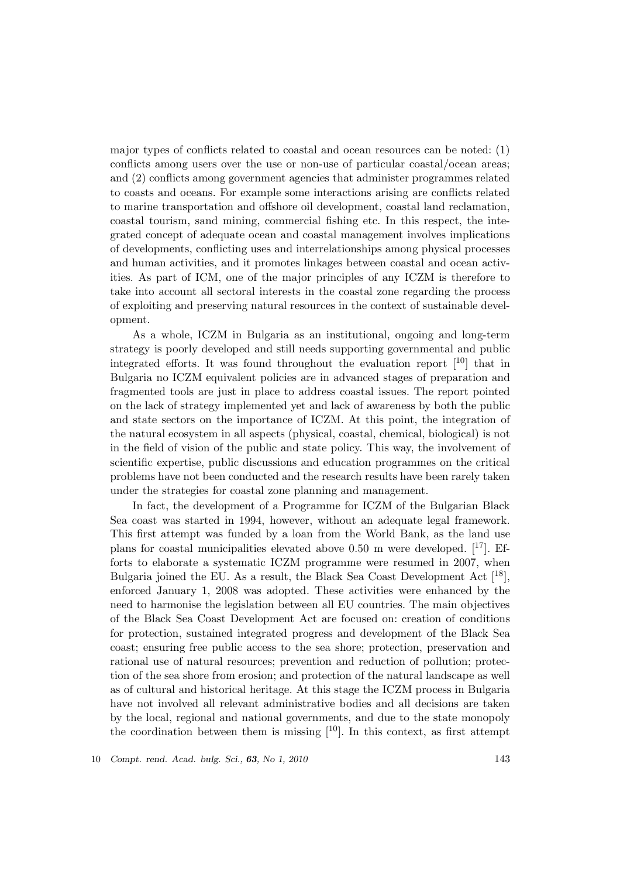major types of conflicts related to coastal and ocean resources can be noted: (1) conflicts among users over the use or non-use of particular coastal/ocean areas; and (2) conflicts among government agencies that administer programmes related to coasts and oceans. For example some interactions arising are conflicts related to marine transportation and offshore oil development, coastal land reclamation, coastal tourism, sand mining, commercial fishing etc. In this respect, the integrated concept of adequate ocean and coastal management involves implications of developments, conflicting uses and interrelationships among physical processes and human activities, and it promotes linkages between coastal and ocean activities. As part of ICM, one of the major principles of any ICZM is therefore to take into account all sectoral interests in the coastal zone regarding the process of exploiting and preserving natural resources in the context of sustainable development.

As a whole, ICZM in Bulgaria as an institutional, ongoing and long-term strategy is poorly developed and still needs supporting governmental and public integrated efforts. It was found throughout the evaluation report [10] that in Bulgaria no ICZM equivalent policies are in advanced stages of preparation and fragmented tools are just in place to address coastal issues. The report pointed on the lack of strategy implemented yet and lack of awareness by both the public and state sectors on the importance of ICZM. At this point, the integration of the natural ecosystem in all aspects (physical, coastal, chemical, biological) is not in the field of vision of the public and state policy. This way, the involvement of scientific expertise, public discussions and education programmes on the critical problems have not been conducted and the research results have been rarely taken under the strategies for coastal zone planning and management.

In fact, the development of a Programme for ICZM of the Bulgarian Black Sea coast was started in 1994, however, without an adequate legal framework. This first attempt was funded by a loan from the World Bank, as the land use plans for coastal municipalities elevated above 0.50 m were developed. [17]. Efforts to elaborate a systematic ICZM programme were resumed in 2007, when Bulgaria joined the EU. As a result, the Black Sea Coast Development Act [18], enforced January 1, 2008 was adopted. These activities were enhanced by the need to harmonise the legislation between all EU countries. The main objectives of the Black Sea Coast Development Act are focused on: creation of conditions for protection, sustained integrated progress and development of the Black Sea coast; ensuring free public access to the sea shore; protection, preservation and rational use of natural resources; prevention and reduction of pollution; protection of the sea shore from erosion; and protection of the natural landscape as well as of cultural and historical heritage. At this stage the ICZM process in Bulgaria have not involved all relevant administrative bodies and all decisions are taken by the local, regional and national governments, and due to the state monopoly the coordination between them is missing [10]. In this context, as first attempt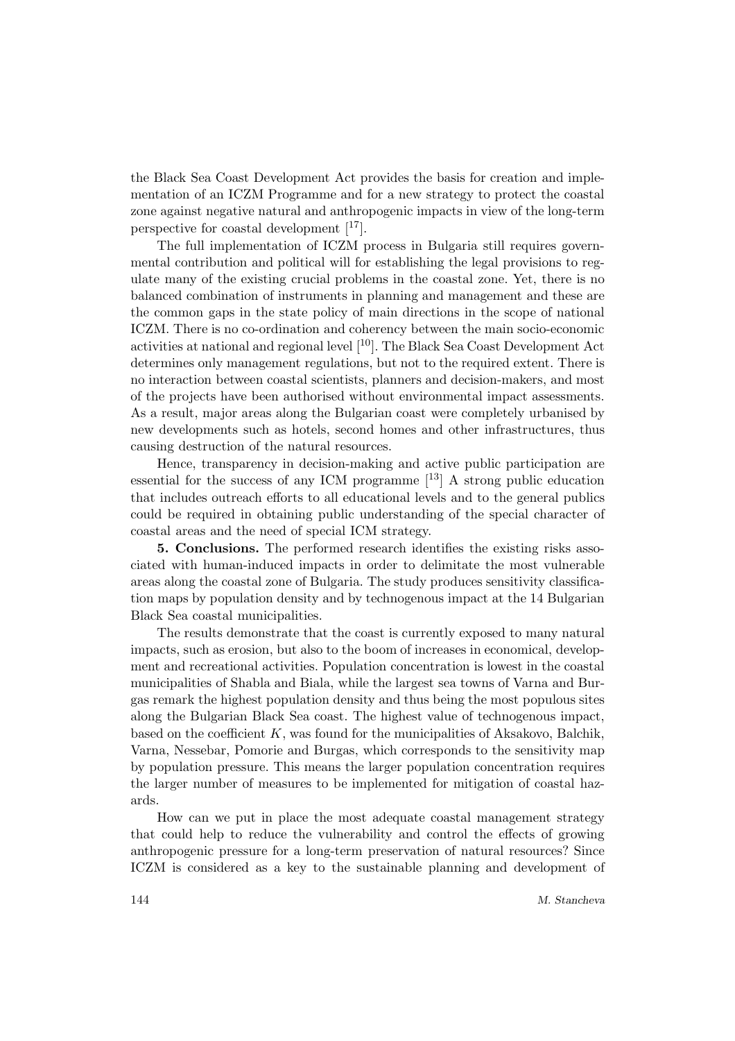the Black Sea Coast Development Act provides the basis for creation and implementation of an ICZM Programme and for a new strategy to protect the coastal zone against negative natural and anthropogenic impacts in view of the long-term perspective for coastal development [17].

The full implementation of ICZM process in Bulgaria still requires governmental contribution and political will for establishing the legal provisions to regulate many of the existing crucial problems in the coastal zone. Yet, there is no balanced combination of instruments in planning and management and these are the common gaps in the state policy of main directions in the scope of national ICZM. There is no co-ordination and coherency between the main socio-economic activities at national and regional level [10]. The Black Sea Coast Development Act determines only management regulations, but not to the required extent. There is no interaction between coastal scientists, planners and decision-makers, and most of the projects have been authorised without environmental impact assessments. As a result, major areas along the Bulgarian coast were completely urbanised by new developments such as hotels, second homes and other infrastructures, thus causing destruction of the natural resources.

Hence, transparency in decision-making and active public participation are essential for the success of any ICM programme [13] A strong public education that includes outreach efforts to all educational levels and to the general publics could be required in obtaining public understanding of the special character of coastal areas and the need of special ICM strategy.

**5. Conclusions.** The performed research identifies the existing risks associated with human-induced impacts in order to delimitate the most vulnerable areas along the coastal zone of Bulgaria. The study produces sensitivity classification maps by population density and by technogenous impact at the 14 Bulgarian Black Sea coastal municipalities.

The results demonstrate that the coast is currently exposed to many natural impacts, such as erosion, but also to the boom of increases in economical, development and recreational activities. Population concentration is lowest in the coastal municipalities of Shabla and Biala, while the largest sea towns of Varna and Burgas remark the highest population density and thus being the most populous sites along the Bulgarian Black Sea coast. The highest value of technogenous impact, based on the coefficient $K$, was found for the municipalities of Aksakovo, Balchik, Varna, Nessebar, Pomorie and Burgas, which corresponds to the sensitivity map by population pressure. This means the larger population concentration requires the larger number of measures to be implemented for mitigation of coastal hazards.

How can we put in place the most adequate coastal management strategy that could help to reduce the vulnerability and control the effects of growing anthropogenic pressure for a long-term preservation of natural resources? Since ICZM is considered as a key to the sustainable planning and development of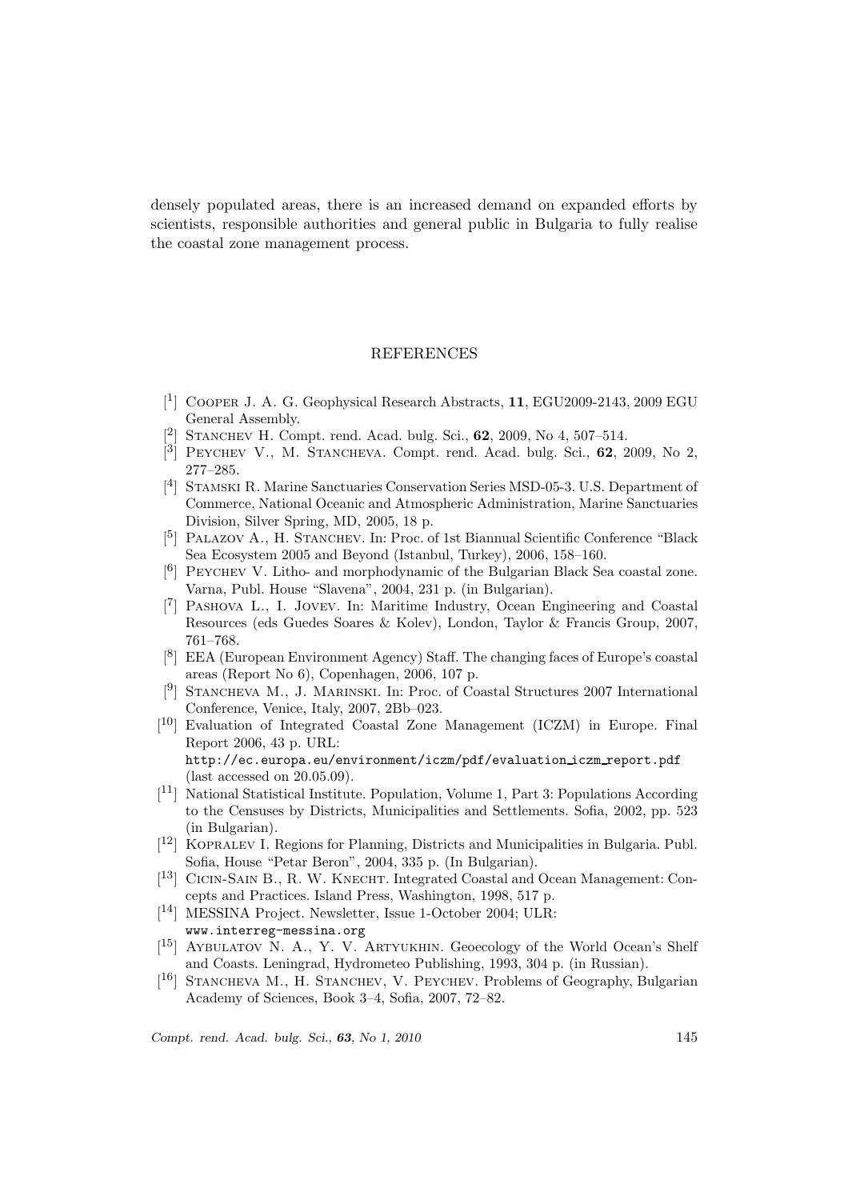densely populated areas, there is an increased demand on expanded efforts by scientists, responsible authorities and general public in Bulgaria to fully realise the coastal zone management process.

## REFERENCES

[1] Cooper J. A. G. Geophysical Research Abstracts, **11**, EGU2009-2143, 2009 EGU General Assembly.

[2] Stanchev H. Compt. rend. Acad. bulg. Sci., **62**, 2009, No 4, 507–514.

[3] Peychev V., M. Stancheva. Compt. rend. Acad. bulg. Sci., **62**, 2009, No 2, 277–285.

[4] Stamski R. Marine Sanctuaries Conservation Series MSD-05-3. U.S. Department of Commerce, National Oceanic and Atmospheric Administration, Marine Sanctuaries Division, Silver Spring, MD, 2005, 18 p.

[5] Palazov A., H. Stanchev. In: Proc. of 1st Biannual Scientific Conference "Black Sea Ecosystem 2005 and Beyond (Istanbul, Turkey), 2006, 158–160.

[6] Peychev V. Litho- and morphodynamic of the Bulgarian Black Sea coastal zone. Varna, Publ. House "Slavena", 2004, 231 p. (in Bulgarian).

[7] Pashova L., I. Jovev. In: Maritime Industry, Ocean Engineering and Coastal Resources (eds Guedes Soares & Kolev), London, Taylor & Francis Group, 2007, 761–768.

[8] EEA (European Environment Agency) Staff. The changing faces of Europe's coastal areas (Report No 6), Copenhagen, 2006, 107 p.

[9] Stancheva M., J. Marinski. In: Proc. of Coastal Structures 2007 International Conference, Venice, Italy, 2007, 2Bb–023.

[10] Evaluation of Integrated Coastal Zone Management (ICZM) in Europe. Final Report 2006, 43 p. URL: `http://ec.europa.eu/environment/iczm/pdf/evaluation_iczm_report.pdf` (last accessed on 20.05.09).

[11] National Statistical Institute. Population, Volume 1, Part 3: Populations According to the Censuses by Districts, Municipalities and Settlements. Sofia, 2002, pp. 523 (in Bulgarian).

[12] Kopralev I. Regions for Planning, Districts and Municipalities in Bulgaria. Publ. Sofia, House "Petar Beron", 2004, 335 p. (In Bulgarian).

[13] Cicin-Sain B., R. W. Knecht. Integrated Coastal and Ocean Management: Concepts and Practices. Island Press, Washington, 1998, 517 p.

[14] MESSINA Project. Newsletter, Issue 1-October 2004; ULR: `www.interreg-messina.org`

[15] Aybulatov N. A., Y. V. Artyukhin. Geoecology of the World Ocean's Shelf and Coasts. Leningrad, Hydrometeo Publishing, 1993, 304 p. (in Russian).

[16] Stancheva M., H. Stanchev, V. Peychev. Problems of Geography, Bulgarian Academy of Sciences, Book 3–4, Sofia, 2007, 72–82.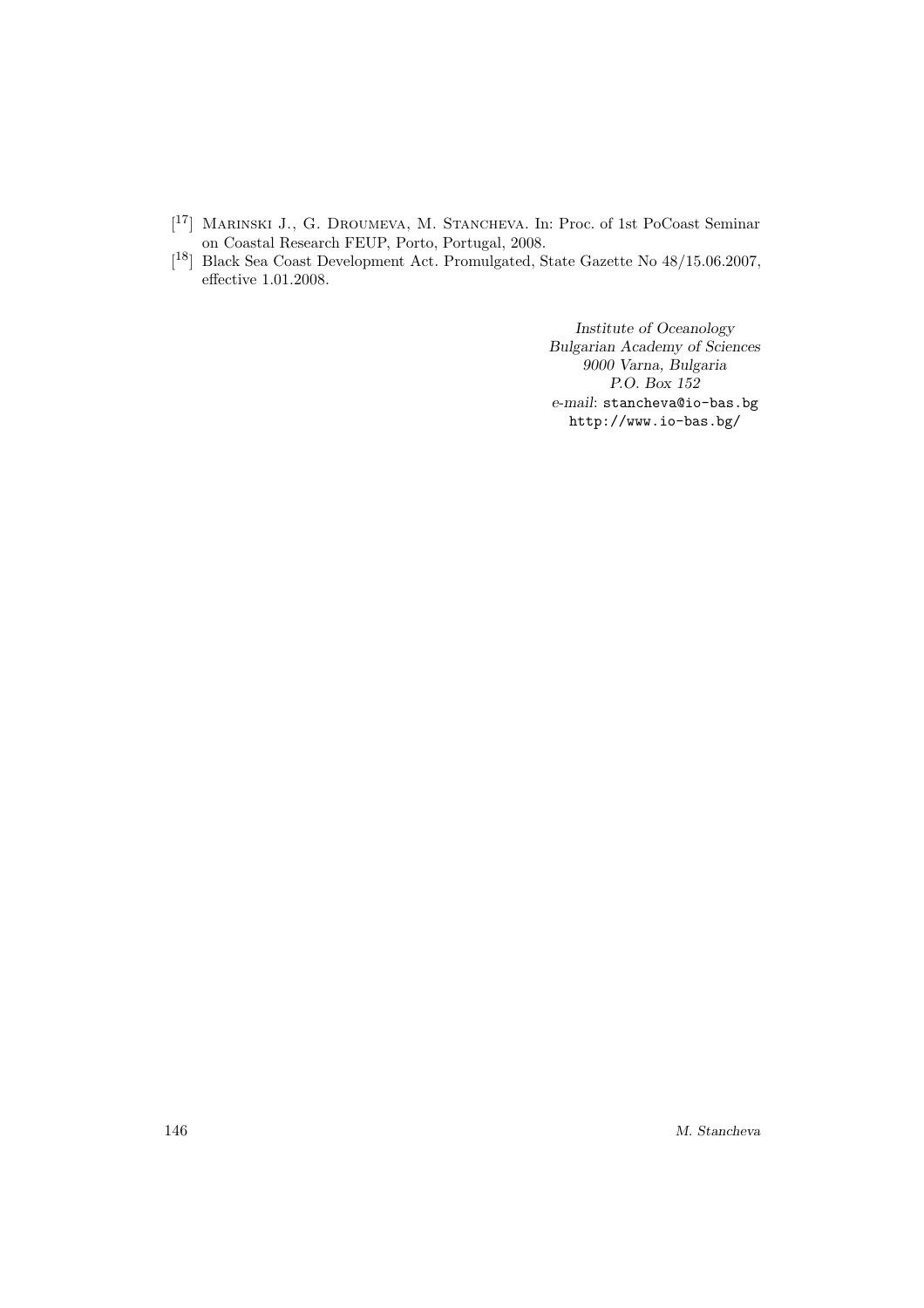[17] Marinski J., G. Droumeva, M. Stancheva. In: Proc. of 1st PoCoast Seminar on Coastal Research FEUP, Porto, Portugal, 2008.

[18] Black Sea Coast Development Act. Promulgated, State Gazette No 48/15.06.2007, effective 1.01.2008.

*Institute of Oceanology*
*Bulgarian Academy of Sciences*
*9000 Varna, Bulgaria*
*P.O. Box 152*
*e-mail*: `stancheva@io-bas.bg`
`http://www.io-bas.bg/`